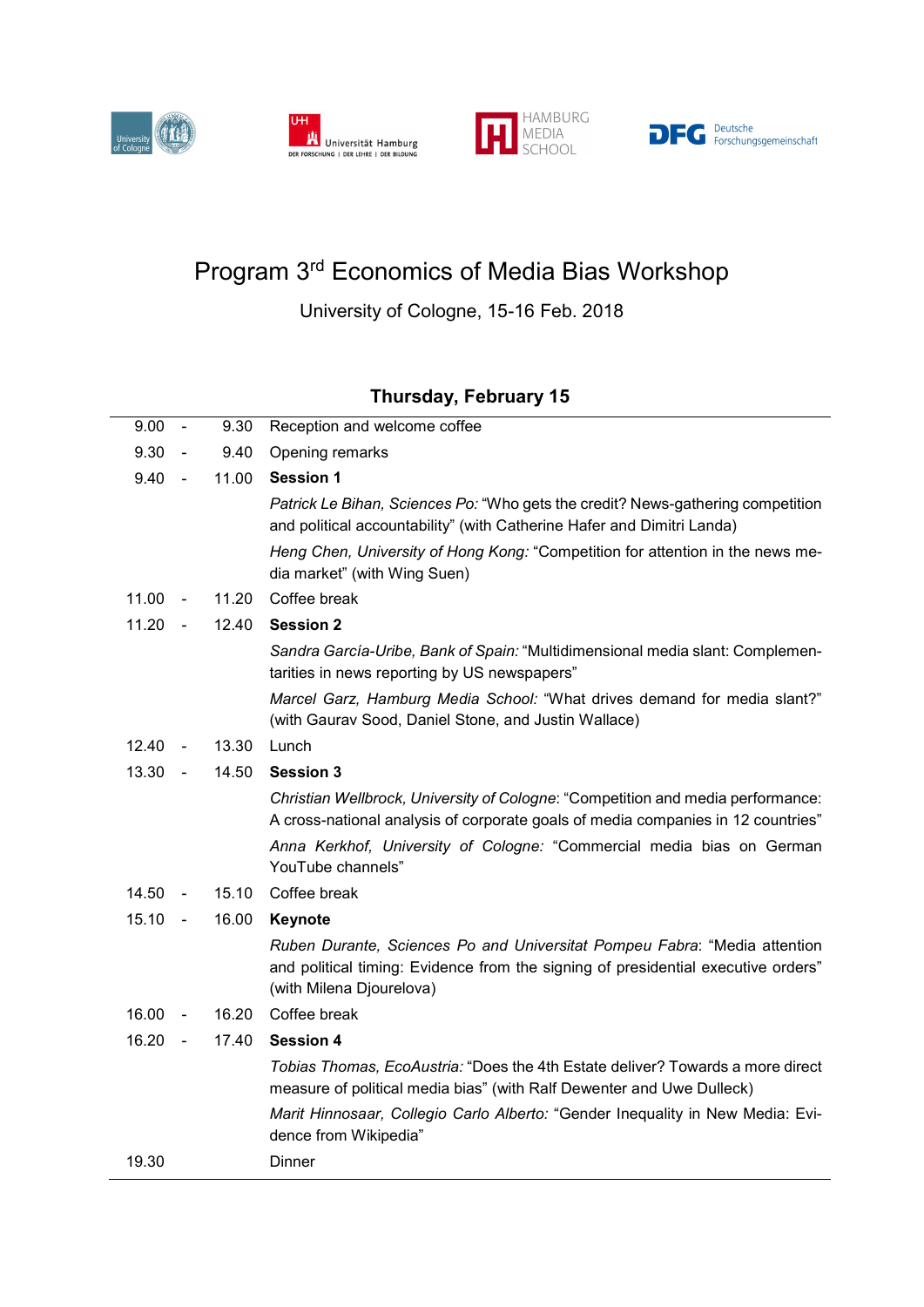# Program 3rd Economics of Media Bias Workshop

University of Cologne, 15-16 Feb. 2018

## Thursday, February 15

| Time | Program |
|---|---|
| 9.00 - 9.30 | Reception and welcome coffee |
| 9.30 - 9.40 | Opening remarks |
| 9.40 - 11.00 | **Session 1** |
| | *Patrick Le Bihan, Sciences Po:* "Who gets the credit? News-gathering competition and political accountability" (with Catherine Hafer and Dimitri Landa) |
| | *Heng Chen, University of Hong Kong:* "Competition for attention in the news media market" (with Wing Suen) |
| 11.00 - 11.20 | Coffee break |
| 11.20 - 12.40 | **Session 2** |
| | *Sandra García-Uribe, Bank of Spain:* "Multidimensional media slant: Complementarities in news reporting by US newspapers" |
| | *Marcel Garz, Hamburg Media School:* "What drives demand for media slant?" (with Gaurav Sood, Daniel Stone, and Justin Wallace) |
| 12.40 - 13.30 | Lunch |
| 13.30 - 14.50 | **Session 3** |
| | *Christian Wellbrock, University of Cologne*: "Competition and media performance: A cross-national analysis of corporate goals of media companies in 12 countries" |
| | *Anna Kerkhof, University of Cologne:* "Commercial media bias on German YouTube channels" |
| 14.50 - 15.10 | Coffee break |
| 15.10 - 16.00 | **Keynote** |
| | *Ruben Durante, Sciences Po and Universitat Pompeu Fabra*: "Media attention and political timing: Evidence from the signing of presidential executive orders" (with Milena Djourelova) |
| 16.00 - 16.20 | Coffee break |
| 16.20 - 17.40 | **Session 4** |
| | *Tobias Thomas, EcoAustria:* "Does the 4th Estate deliver? Towards a more direct measure of political media bias" (with Ralf Dewenter and Uwe Dulleck) |
| | *Marit Hinnosaar, Collegio Carlo Alberto:* "Gender Inequality in New Media: Evidence from Wikipedia" |
| 19.30 | Dinner |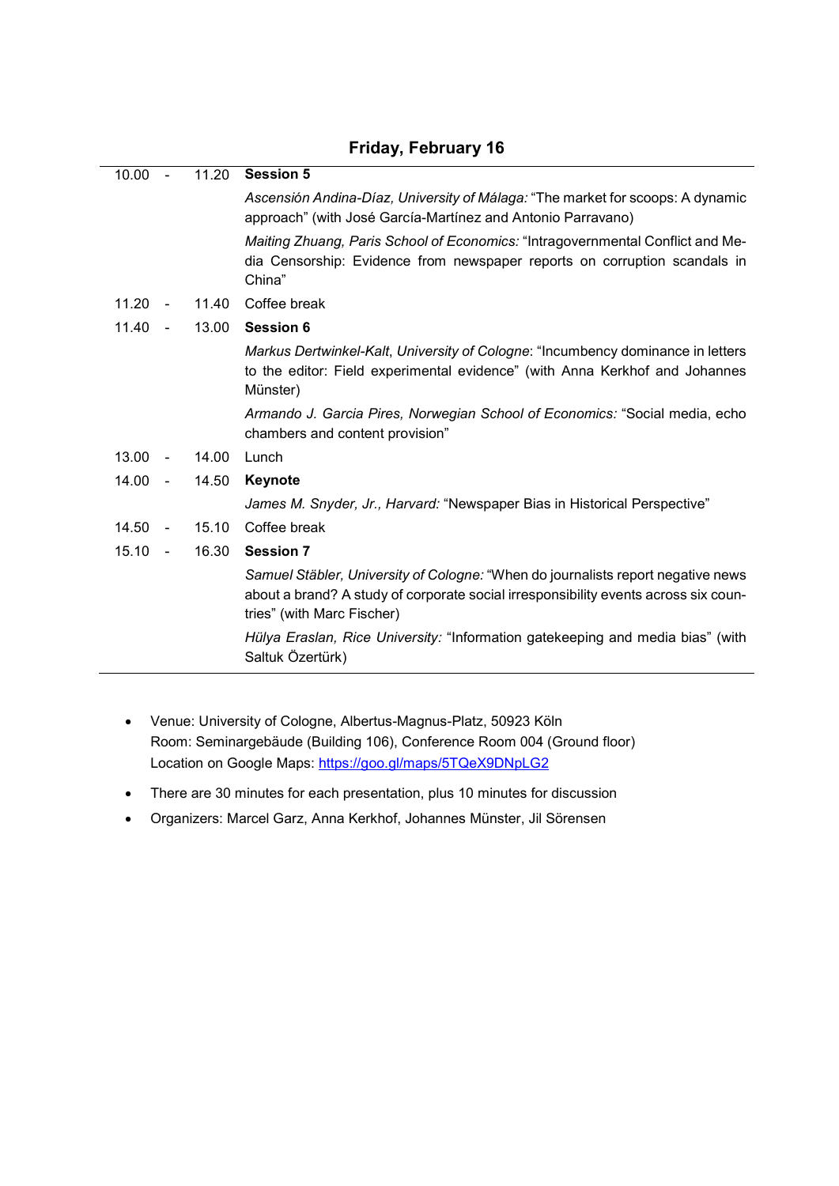## Friday, February 16

| | | |
|---|---|---|
| 10.00 - 11.20 | **Session 5** | |
| | *Ascensión Andina-Díaz, University of Málaga:* "The market for scoops: A dynamic approach" (with José García-Martínez and Antonio Parravano) | |
| | *Maiting Zhuang, Paris School of Economics:* "Intragovernmental Conflict and Media Censorship: Evidence from newspaper reports on corruption scandals in China" | |
| 11.20 - 11.40 | Coffee break | |
| 11.40 - 13.00 | **Session 6** | |
| | *Markus Dertwinkel-Kalt, University of Cologne*: "Incumbency dominance in letters to the editor: Field experimental evidence" (with Anna Kerkhof and Johannes Münster) | |
| | *Armando J. Garcia Pires, Norwegian School of Economics:* "Social media, echo chambers and content provision" | |
| 13.00 - 14.00 | Lunch | |
| 14.00 - 14.50 | **Keynote** | |
| | *James M. Snyder, Jr., Harvard:* "Newspaper Bias in Historical Perspective" | |
| 14.50 - 15.10 | Coffee break | |
| 15.10 - 16.30 | **Session 7** | |
| | *Samuel Stäbler, University of Cologne:* "When do journalists report negative news about a brand? A study of corporate social irresponsibility events across six countries" (with Marc Fischer) | |
| | *Hülya Eraslan, Rice University:* "Information gatekeeping and media bias" (with Saltuk Özertürk) | |

- Venue: University of Cologne, Albertus-Magnus-Platz, 50923 Köln
  Room: Seminargebäude (Building 106), Conference Room 004 (Ground floor)
  Location on Google Maps: https://goo.gl/maps/5TQeX9DNpLG2
- There are 30 minutes for each presentation, plus 10 minutes for discussion
- Organizers: Marcel Garz, Anna Kerkhof, Johannes Münster, Jil Sörensen